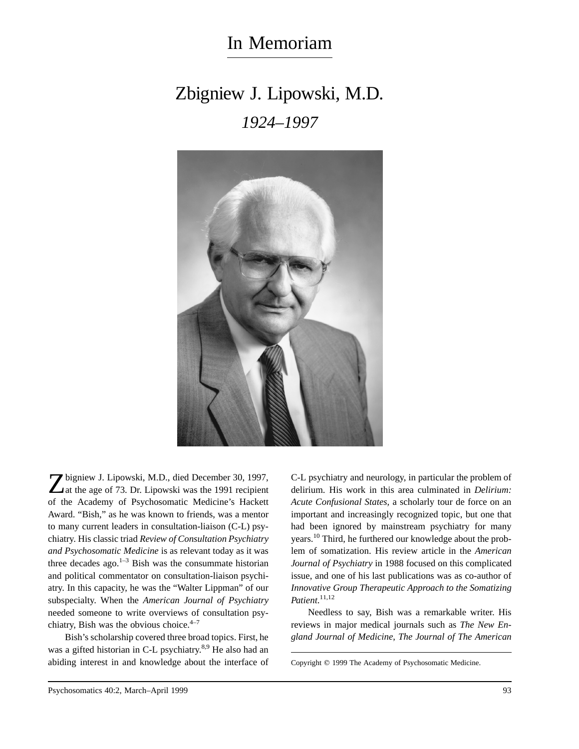# In Memoriam

## Zbigniew J. Lipowski, M.D.

### *1924–1997*

Zbigniew J. Lipowski, M.D., died December 30, 1997, at the age of 73. Dr. Lipowski was the 1991 recipient of the Academy of Psychosomatic Medicine's Hackett Award. "Bish," as he was known to friends, was a mentor to many current leaders in consultation-liaison (C-L) psychiatry. His classic triad *Review of Consultation Psychiatry and Psychosomatic Medicine* is as relevant today as it was three decades ago.[1–3] Bish was the consummate historian and political commentator on consultation-liaison psychiatry. In this capacity, he was the "Walter Lippman" of our subspecialty. When the *American Journal of Psychiatry* needed someone to write overviews of consultation psychiatry, Bish was the obvious choice.[4–7]

Bish's scholarship covered three broad topics. First, he was a gifted historian in C-L psychiatry.[8,9] He also had an abiding interest in and knowledge about the interface of C-L psychiatry and neurology, in particular the problem of delirium. His work in this area culminated in *Delirium: Acute Confusional States,* a scholarly tour de force on an important and increasingly recognized topic, but one that had been ignored by mainstream psychiatry for many years.[10] Third, he furthered our knowledge about the problem of somatization. His review article in the *American Journal of Psychiatry* in 1988 focused on this complicated issue, and one of his last publications was as co-author of *Innovative Group Therapeutic Approach to the Somatizing Patient.*[11,12]

Needless to say, Bish was a remarkable writer. His reviews in major medical journals such as *The New England Journal of Medicine, The Journal of The American*

Copyright © 1999 The Academy of Psychosomatic Medicine.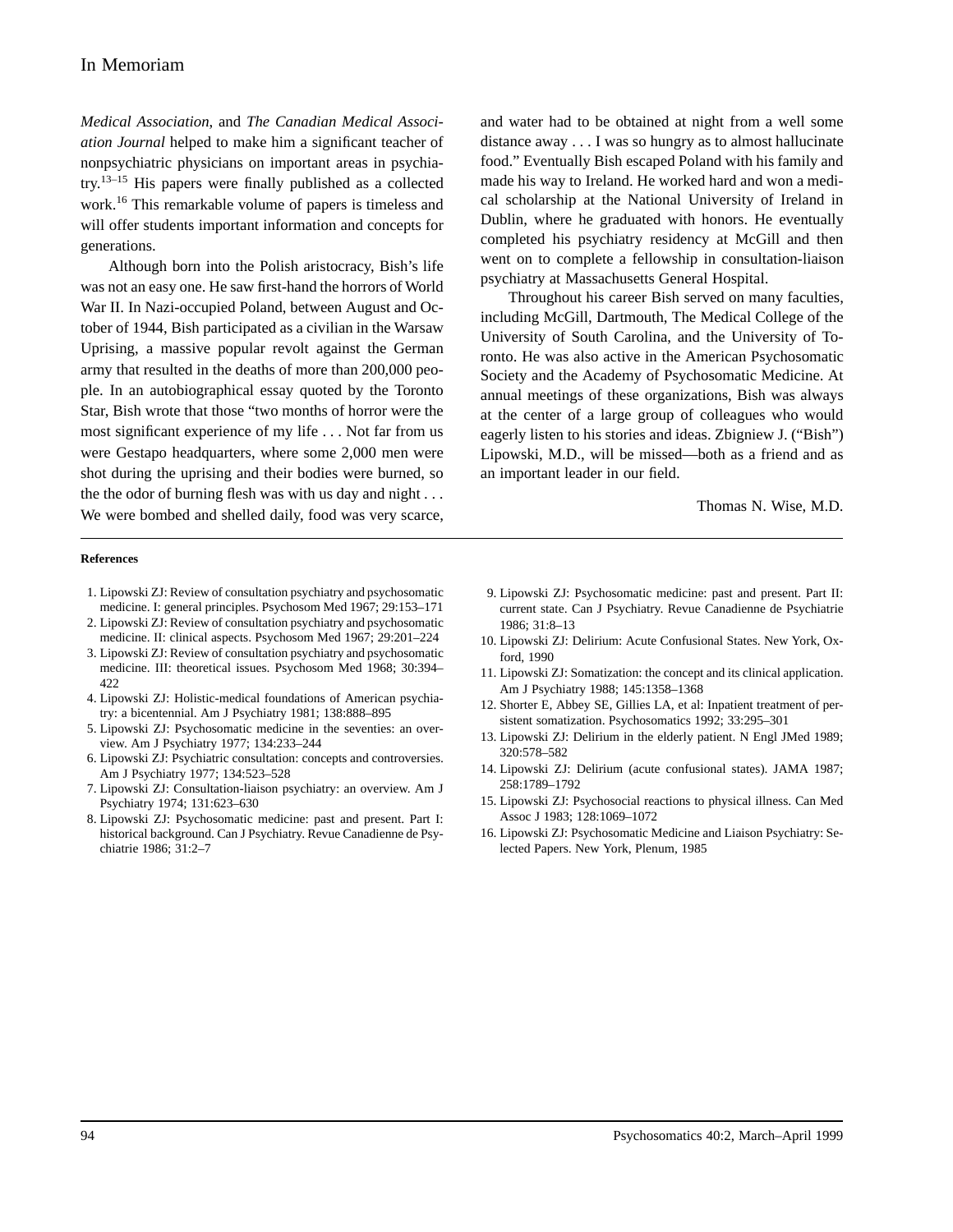*Medical Association*, and *The Canadian Medical Association Journal* helped to make him a significant teacher of nonpsychiatric physicians on important areas in psychiatry.[13–15] His papers were finally published as a collected work.[16] This remarkable volume of papers is timeless and will offer students important information and concepts for generations.

Although born into the Polish aristocracy, Bish's life was not an easy one. He saw first-hand the horrors of World War II. In Nazi-occupied Poland, between August and October of 1944, Bish participated as a civilian in the Warsaw Uprising, a massive popular revolt against the German army that resulted in the deaths of more than 200,000 people. In an autobiographical essay quoted by the Toronto Star, Bish wrote that those "two months of horror were the most significant experience of my life . . . Not far from us were Gestapo headquarters, where some 2,000 men were shot during the uprising and their bodies were burned, so the the odor of burning flesh was with us day and night . . . We were bombed and shelled daily, food was very scarce, and water had to be obtained at night from a well some distance away . . . I was so hungry as to almost hallucinate food." Eventually Bish escaped Poland with his family and made his way to Ireland. He worked hard and won a medical scholarship at the National University of Ireland in Dublin, where he graduated with honors. He eventually completed his psychiatry residency at McGill and then went on to complete a fellowship in consultation-liaison psychiatry at Massachusetts General Hospital.

Throughout his career Bish served on many faculties, including McGill, Dartmouth, The Medical College of the University of South Carolina, and the University of Toronto. He was also active in the American Psychosomatic Society and the Academy of Psychosomatic Medicine. At annual meetings of these organizations, Bish was always at the center of a large group of colleagues who would eagerly listen to his stories and ideas. Zbigniew J. ("Bish") Lipowski, M.D., will be missed—both as a friend and as an important leader in our field.

Thomas N. Wise, M.D.

**References**

1. Lipowski ZJ: Review of consultation psychiatry and psychosomatic medicine. I: general principles. Psychosom Med 1967; 29:153–171
2. Lipowski ZJ: Review of consultation psychiatry and psychosomatic medicine. II: clinical aspects. Psychosom Med 1967; 29:201–224
3. Lipowski ZJ: Review of consultation psychiatry and psychosomatic medicine. III: theoretical issues. Psychosom Med 1968; 30:394–422
4. Lipowski ZJ: Holistic-medical foundations of American psychiatry: a bicentennial. Am J Psychiatry 1981; 138:888–895
5. Lipowski ZJ: Psychosomatic medicine in the seventies: an overview. Am J Psychiatry 1977; 134:233–244
6. Lipowski ZJ: Psychiatric consultation: concepts and controversies. Am J Psychiatry 1977; 134:523–528
7. Lipowski ZJ: Consultation-liaison psychiatry: an overview. Am J Psychiatry 1974; 131:623–630
8. Lipowski ZJ: Psychosomatic medicine: past and present. Part I: historical background. Can J Psychiatry. Revue Canadienne de Psychiatrie 1986; 31:2–7
9. Lipowski ZJ: Psychosomatic medicine: past and present. Part II: current state. Can J Psychiatry. Revue Canadienne de Psychiatrie 1986; 31:8–13
10. Lipowski ZJ: Delirium: Acute Confusional States. New York, Oxford, 1990
11. Lipowski ZJ: Somatization: the concept and its clinical application. Am J Psychiatry 1988; 145:1358–1368
12. Shorter E, Abbey SE, Gillies LA, et al: Inpatient treatment of persistent somatization. Psychosomatics 1992; 33:295–301
13. Lipowski ZJ: Delirium in the elderly patient. N Engl JMed 1989; 320:578–582
14. Lipowski ZJ: Delirium (acute confusional states). JAMA 1987; 258:1789–1792
15. Lipowski ZJ: Psychosocial reactions to physical illness. Can Med Assoc J 1983; 128:1069–1072
16. Lipowski ZJ: Psychosomatic Medicine and Liaison Psychiatry: Selected Papers. New York, Plenum, 1985